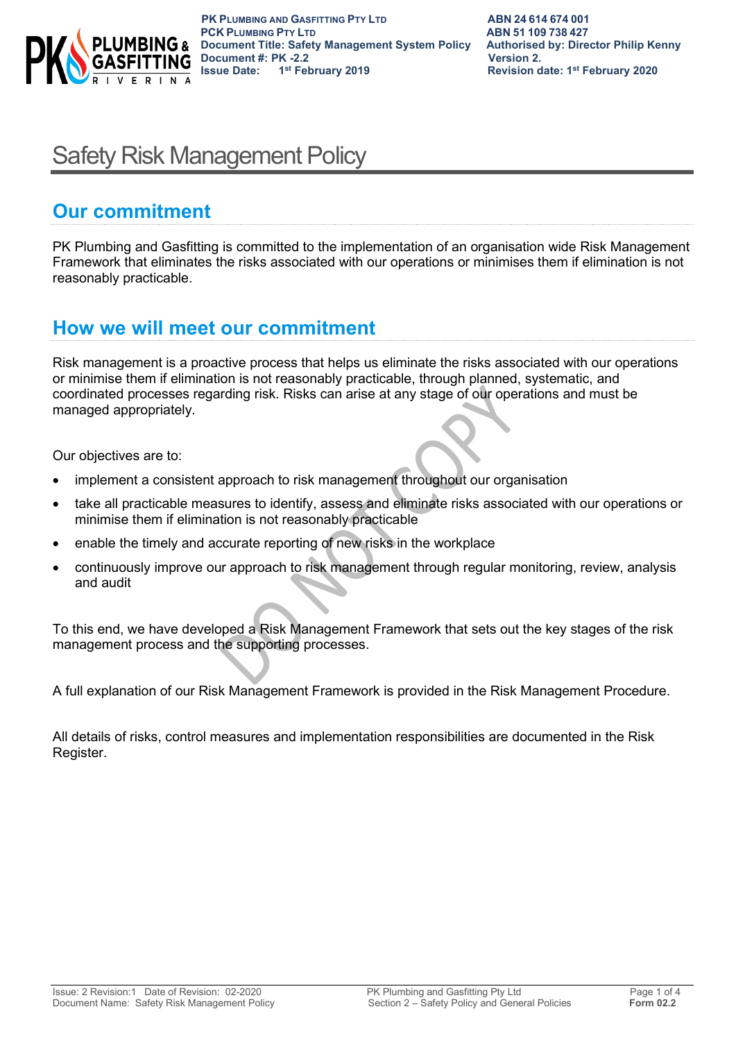# Safety Risk Management Policy

## Our commitment

PK Plumbing and Gasfitting is committed to the implementation of an organisation wide Risk Management Framework that eliminates the risks associated with our operations or minimises them if elimination is not reasonably practicable.

## How we will meet our commitment

Risk management is a proactive process that helps us eliminate the risks associated with our operations or minimise them if elimination is not reasonably practicable, through planned, systematic, and coordinated processes regarding risk. Risks can arise at any stage of our operations and must be managed appropriately.

Our objectives are to:

- implement a consistent approach to risk management throughout our organisation
- take all practicable measures to identify, assess and eliminate risks associated with our operations or minimise them if elimination is not reasonably practicable
- enable the timely and accurate reporting of new risks in the workplace
- continuously improve our approach to risk management through regular monitoring, review, analysis and audit

To this end, we have developed a Risk Management Framework that sets out the key stages of the risk management process and the supporting processes.

A full explanation of our Risk Management Framework is provided in the Risk Management Procedure.

All details of risks, control measures and implementation responsibilities are documented in the Risk Register.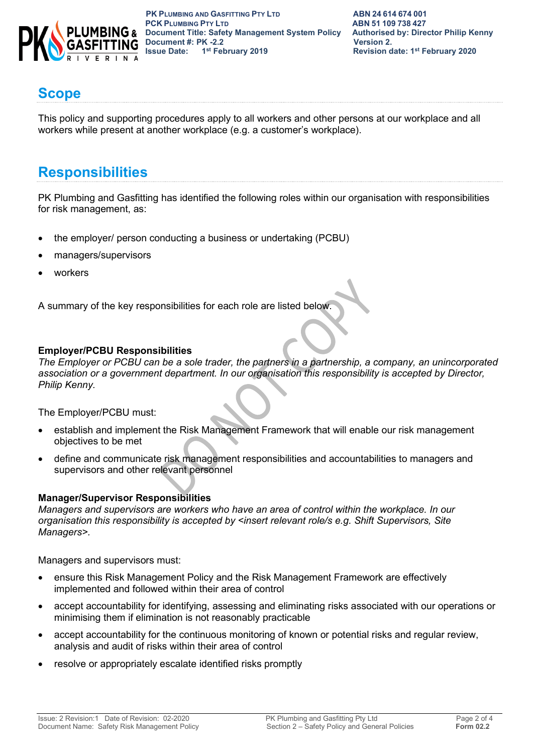## Scope

This policy and supporting procedures apply to all workers and other persons at our workplace and all workers while present at another workplace (e.g. a customer's workplace).

## Responsibilities

PK Plumbing and Gasfitting has identified the following roles within our organisation with responsibilities for risk management, as:

- the employer/ person conducting a business or undertaking (PCBU)
- managers/supervisors
- workers

A summary of the key responsibilities for each role are listed below.

**Employer/PCBU Responsibilities**

*The Employer or PCBU can be a sole trader, the partners in a partnership, a company, an unincorporated association or a government department. In our organisation this responsibility is accepted by Director, Philip Kenny.*

The Employer/PCBU must:

- establish and implement the Risk Management Framework that will enable our risk management objectives to be met
- define and communicate risk management responsibilities and accountabilities to managers and supervisors and other relevant personnel

**Manager/Supervisor Responsibilities**

*Managers and supervisors are workers who have an area of control within the workplace. In our organisation this responsibility is accepted by <insert relevant role/s e.g. Shift Supervisors, Site Managers>.*

Managers and supervisors must:

- ensure this Risk Management Policy and the Risk Management Framework are effectively implemented and followed within their area of control
- accept accountability for identifying, assessing and eliminating risks associated with our operations or minimising them if elimination is not reasonably practicable
- accept accountability for the continuous monitoring of known or potential risks and regular review, analysis and audit of risks within their area of control
- resolve or appropriately escalate identified risks promptly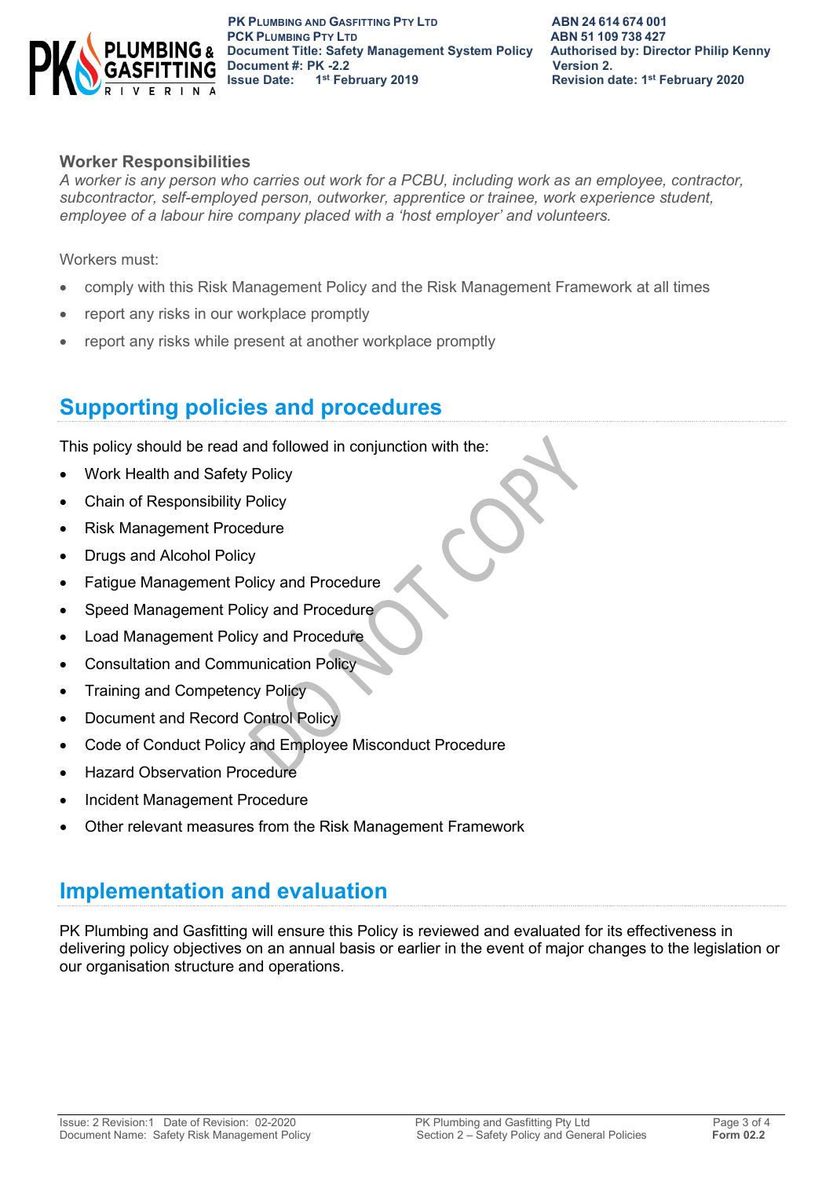### Worker Responsibilities

*A worker is any person who carries out work for a PCBU, including work as an employee, contractor, subcontractor, self-employed person, outworker, apprentice or trainee, work experience student, employee of a labour hire company placed with a 'host employer' and volunteers.*

Workers must:

- comply with this Risk Management Policy and the Risk Management Framework at all times
- report any risks in our workplace promptly
- report any risks while present at another workplace promptly

## Supporting policies and procedures

This policy should be read and followed in conjunction with the:

- Work Health and Safety Policy
- Chain of Responsibility Policy
- Risk Management Procedure
- Drugs and Alcohol Policy
- Fatigue Management Policy and Procedure
- Speed Management Policy and Procedure
- Load Management Policy and Procedure
- Consultation and Communication Policy
- Training and Competency Policy
- Document and Record Control Policy
- Code of Conduct Policy and Employee Misconduct Procedure
- Hazard Observation Procedure
- Incident Management Procedure
- Other relevant measures from the Risk Management Framework

## Implementation and evaluation

PK Plumbing and Gasfitting will ensure this Policy is reviewed and evaluated for its effectiveness in delivering policy objectives on an annual basis or earlier in the event of major changes to the legislation or our organisation structure and operations.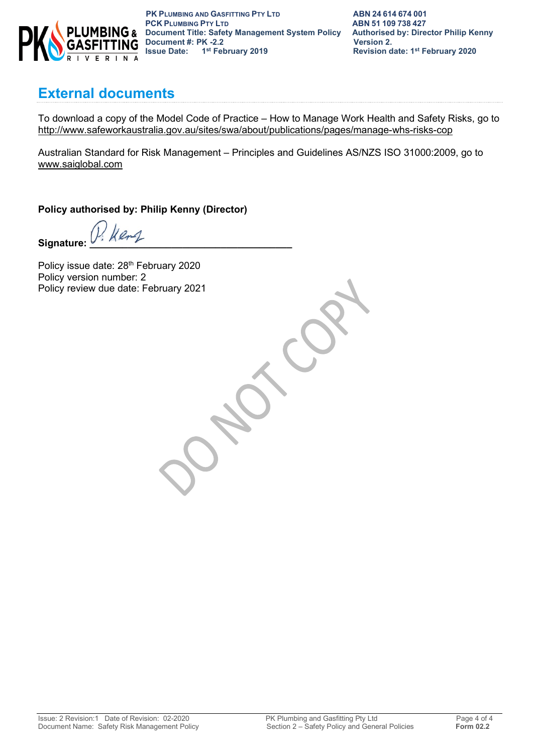## External documents

To download a copy of the Model Code of Practice – How to Manage Work Health and Safety Risks, go to http://www.safeworkaustralia.gov.au/sites/swa/about/publications/pages/manage-whs-risks-cop

Australian Standard for Risk Management – Principles and Guidelines AS/NZS ISO 31000:2009, go to www.saiglobal.com

**Policy authorised by: Philip Kenny (Director)**

**Signature:** ___________________________________

Policy issue date: 28th February 2020
Policy version number: 2
Policy review due date: February 2021